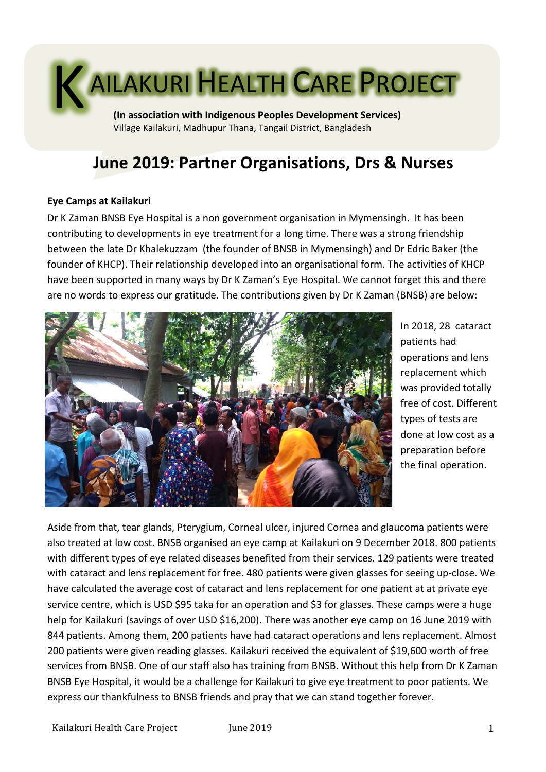# KAILAKURI HEALTH CARE PROJECT

**(In association with Indigenous Peoples Development Services)**
Village Kailakuri, Madhupur Thana, Tangail District, Bangladesh

## June 2019: Partner Organisations, Drs & Nurses

**Eye Camps at Kailakuri**

Dr K Zaman BNSB Eye Hospital is a non government organisation in Mymensingh. It has been contributing to developments in eye treatment for a long time. There was a strong friendship between the late Dr Khalekuzzam (the founder of BNSB in Mymensingh) and Dr Edric Baker (the founder of KHCP). Their relationship developed into an organisational form. The activities of KHCP have been supported in many ways by Dr K Zaman's Eye Hospital. We cannot forget this and there are no words to express our gratitude. The contributions given by Dr K Zaman (BNSB) are below:

In 2018, 28 cataract patients had operations and lens replacement which was provided totally free of cost. Different types of tests are done at low cost as a preparation before the final operation.

Aside from that, tear glands, Pterygium, Corneal ulcer, injured Cornea and glaucoma patients were also treated at low cost. BNSB organised an eye camp at Kailakuri on 9 December 2018. 800 patients with different types of eye related diseases benefited from their services. 129 patients were treated with cataract and lens replacement for free. 480 patients were given glasses for seeing up-close. We have calculated the average cost of cataract and lens replacement for one patient at at private eye service centre, which is USD $95 taka for an operation and $3 for glasses. These camps were a huge help for Kailakuri (savings of over USD $16,200). There was another eye camp on 16 June 2019 with 844 patients. Among them, 200 patients have had cataract operations and lens replacement. Almost 200 patients were given reading glasses. Kailakuri received the equivalent of $19,600 worth of free services from BNSB. One of our staff also has training from BNSB. Without this help from Dr K Zaman BNSB Eye Hospital, it would be a challenge for Kailakuri to give eye treatment to poor patients. We express our thankfulness to BNSB friends and pray that we can stand together forever.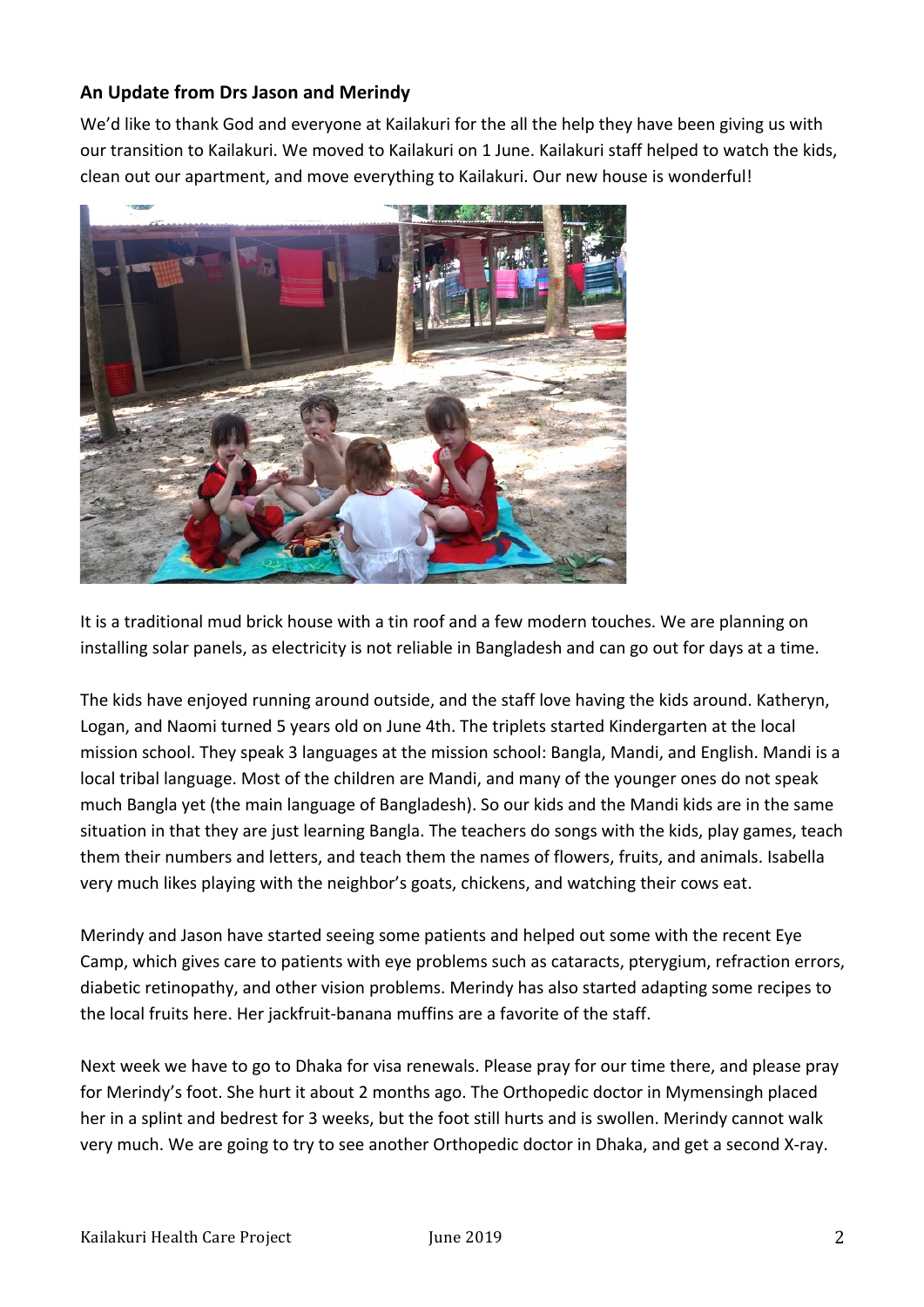**An Update from Drs Jason and Merindy**

We'd like to thank God and everyone at Kailakuri for the all the help they have been giving us with our transition to Kailakuri. We moved to Kailakuri on 1 June. Kailakuri staff helped to watch the kids, clean out our apartment, and move everything to Kailakuri. Our new house is wonderful!

It is a traditional mud brick house with a tin roof and a few modern touches. We are planning on installing solar panels, as electricity is not reliable in Bangladesh and can go out for days at a time.

The kids have enjoyed running around outside, and the staff love having the kids around. Katheryn, Logan, and Naomi turned 5 years old on June 4th. The triplets started Kindergarten at the local mission school. They speak 3 languages at the mission school: Bangla, Mandi, and English. Mandi is a local tribal language. Most of the children are Mandi, and many of the younger ones do not speak much Bangla yet (the main language of Bangladesh). So our kids and the Mandi kids are in the same situation in that they are just learning Bangla. The teachers do songs with the kids, play games, teach them their numbers and letters, and teach them the names of flowers, fruits, and animals. Isabella very much likes playing with the neighbor's goats, chickens, and watching their cows eat.

Merindy and Jason have started seeing some patients and helped out some with the recent Eye Camp, which gives care to patients with eye problems such as cataracts, pterygium, refraction errors, diabetic retinopathy, and other vision problems. Merindy has also started adapting some recipes to the local fruits here. Her jackfruit-banana muffins are a favorite of the staff.

Next week we have to go to Dhaka for visa renewals. Please pray for our time there, and please pray for Merindy's foot. She hurt it about 2 months ago. The Orthopedic doctor in Mymensingh placed her in a splint and bedrest for 3 weeks, but the foot still hurts and is swollen. Merindy cannot walk very much. We are going to try to see another Orthopedic doctor in Dhaka, and get a second X-ray.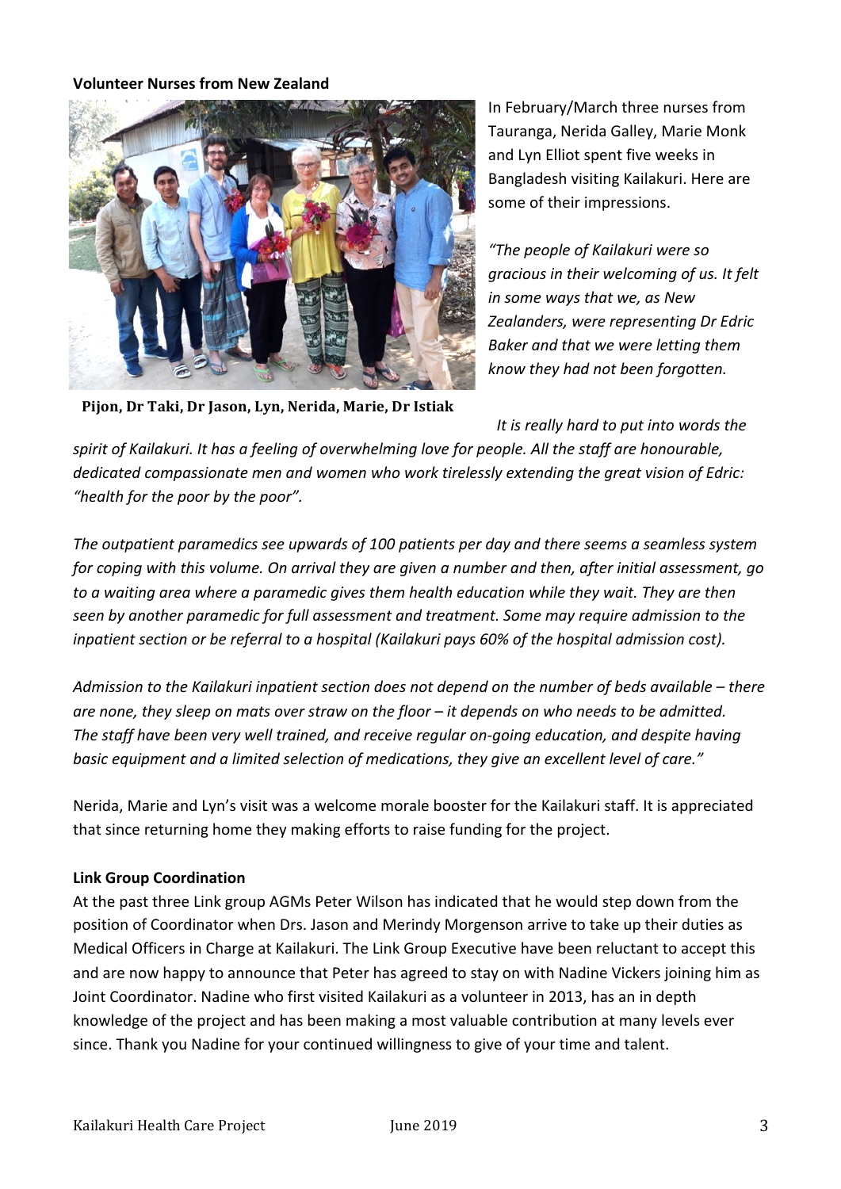**Volunteer Nurses from New Zealand**

In February/March three nurses from Tauranga, Nerida Galley, Marie Monk and Lyn Elliot spent five weeks in Bangladesh visiting Kailakuri. Here are some of their impressions.

Pijon, Dr Taki, Dr Jason, Lyn, Nerida, Marie, Dr Istiak

*"The people of Kailakuri were so gracious in their welcoming of us. It felt in some ways that we, as New Zealanders, were representing Dr Edric Baker and that we were letting them know they had not been forgotten.*

*It is really hard to put into words the spirit of Kailakuri. It has a feeling of overwhelming love for people. All the staff are honourable, dedicated compassionate men and women who work tirelessly extending the great vision of Edric: "health for the poor by the poor".*

*The outpatient paramedics see upwards of 100 patients per day and there seems a seamless system for coping with this volume. On arrival they are given a number and then, after initial assessment, go to a waiting area where a paramedic gives them health education while they wait. They are then seen by another paramedic for full assessment and treatment. Some may require admission to the inpatient section or be referral to a hospital (Kailakuri pays 60% of the hospital admission cost).*

*Admission to the Kailakuri inpatient section does not depend on the number of beds available – there are none, they sleep on mats over straw on the floor – it depends on who needs to be admitted. The staff have been very well trained, and receive regular on-going education, and despite having basic equipment and a limited selection of medications, they give an excellent level of care."*

Nerida, Marie and Lyn's visit was a welcome morale booster for the Kailakuri staff. It is appreciated that since returning home they making efforts to raise funding for the project.

**Link Group Coordination**

At the past three Link group AGMs Peter Wilson has indicated that he would step down from the position of Coordinator when Drs. Jason and Merindy Morgenson arrive to take up their duties as Medical Officers in Charge at Kailakuri. The Link Group Executive have been reluctant to accept this and are now happy to announce that Peter has agreed to stay on with Nadine Vickers joining him as Joint Coordinator. Nadine who first visited Kailakuri as a volunteer in 2013, has an in depth knowledge of the project and has been making a most valuable contribution at many levels ever since. Thank you Nadine for your continued willingness to give of your time and talent.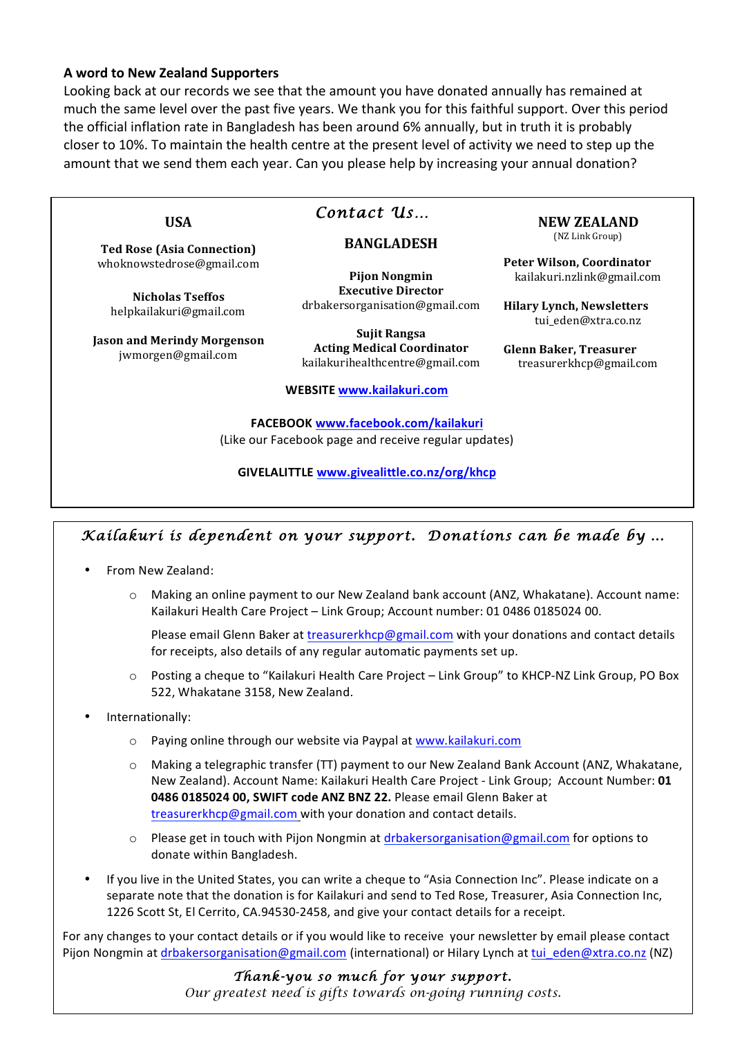**A word to New Zealand Supporters**

Looking back at our records we see that the amount you have donated annually has remained at much the same level over the past five years. We thank you for this faithful support. Over this period the official inflation rate in Bangladesh has been around 6% annually, but in truth it is probably closer to 10%. To maintain the health centre at the present level of activity we need to step up the amount that we send them each year. Can you please help by increasing your annual donation?

## *Contact Us…*

### USA

**Ted Rose (Asia Connection)**
whoknowstedrose@gmail.com

**Nicholas Tseffos**
helpkailakuri@gmail.com

**Jason and Merindy Morgenson**
jwmorgen@gmail.com

### BANGLADESH

**Pijon Nongmin**
**Executive Director**
drbakersorganisation@gmail.com

**Sujit Rangsa**
**Acting Medical Coordinator**
kailakurihealthcentre@gmail.com

### NEW ZEALAND
(NZ Link Group)

**Peter Wilson, Coordinator**
kailakuri.nzlink@gmail.com

**Hilary Lynch, Newsletters**
tui_eden@xtra.co.nz

**Glenn Baker, Treasurer**
treasurerkhcp@gmail.com

**WEBSITE** www.kailakuri.com

**FACEBOOK** www.facebook.com/kailakuri
(Like our Facebook page and receive regular updates)

**GIVELALITTLE** www.givealittle.co.nz/org/khcp

## *Kailakuri is dependent on your support. Donations can be made by …*

- From New Zealand:
  - Making an online payment to our New Zealand bank account (ANZ, Whakatane). Account name: Kailakuri Health Care Project – Link Group; Account number: 01 0486 0185024 00.

    Please email Glenn Baker at treasurerkhcp@gmail.com with your donations and contact details for receipts, also details of any regular automatic payments set up.
  - Posting a cheque to "Kailakuri Health Care Project – Link Group" to KHCP-NZ Link Group, PO Box 522, Whakatane 3158, New Zealand.
- Internationally:
  - Paying online through our website via Paypal at www.kailakuri.com
  - Making a telegraphic transfer (TT) payment to our New Zealand Bank Account (ANZ, Whakatane, New Zealand). Account Name: Kailakuri Health Care Project - Link Group; Account Number: **01 0486 0185024 00, SWIFT code ANZ BNZ 22.** Please email Glenn Baker at treasurerkhcp@gmail.com with your donation and contact details.
  - Please get in touch with Pijon Nongmin at drbakersorganisation@gmail.com for options to donate within Bangladesh.
- If you live in the United States, you can write a cheque to "Asia Connection Inc". Please indicate on a separate note that the donation is for Kailakuri and send to Ted Rose, Treasurer, Asia Connection Inc, 1226 Scott St, El Cerrito, CA.94530-2458, and give your contact details for a receipt.

For any changes to your contact details or if you would like to receive your newsletter by email please contact Pijon Nongmin at drbakersorganisation@gmail.com (international) or Hilary Lynch at tui_eden@xtra.co.nz (NZ)

*Thank-you so much for your support.*
*Our greatest need is gifts towards on-going running costs.*